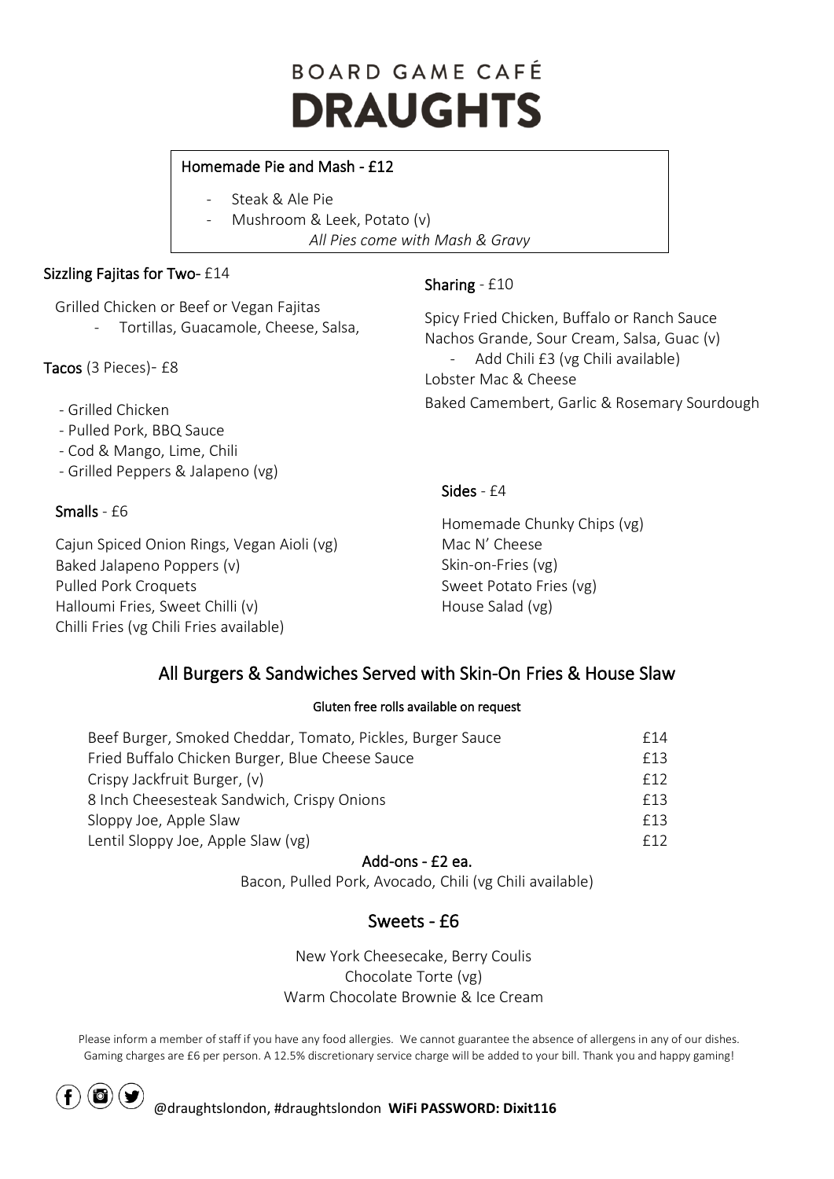BOARD GAME CAFÉ

# DRAUGHTS

## Homemade Pie and Mash - £12

- Steak & Ale Pie
- Mushroom & Leek, Potato (v)

*All Pies come with Mash & Gravy*

## Sizzling Fajitas for Two- £14

Grilled Chicken or Beef or Vegan Fajitas

- Tortillas, Guacamole, Cheese, Salsa,

## Tacos (3 Pieces)- £8

- Grilled Chicken
- Pulled Pork, BBQ Sauce
- Cod & Mango, Lime, Chili
- Grilled Peppers & Jalapeno (vg)

## Smalls - £6

Cajun Spiced Onion Rings, Vegan Aioli (vg)
Baked Jalapeno Poppers (v)
Pulled Pork Croquets
Halloumi Fries, Sweet Chilli (v)
Chilli Fries (vg Chili Fries available)

## Sharing - £10

Spicy Fried Chicken, Buffalo or Ranch Sauce
Nachos Grande, Sour Cream, Salsa, Guac (v)

- Add Chili £3 (vg Chili available)

Lobster Mac & Cheese
Baked Camembert, Garlic & Rosemary Sourdough

## Sides - £4

Homemade Chunky Chips (vg)
Mac N' Cheese
Skin-on-Fries (vg)
Sweet Potato Fries (vg)
House Salad (vg)

## All Burgers & Sandwiches Served with Skin-On Fries & House Slaw

**Gluten free rolls available on request**

| Item | Price |
| --- | --- |
| Beef Burger, Smoked Cheddar, Tomato, Pickles, Burger Sauce | £14 |
| Fried Buffalo Chicken Burger, Blue Cheese Sauce | £13 |
| Crispy Jackfruit Burger, (v) | £12 |
| 8 Inch Cheesesteak Sandwich, Crispy Onions | £13 |
| Sloppy Joe, Apple Slaw | £13 |
| Lentil Sloppy Joe, Apple Slaw (vg) | £12 |

### Add-ons - £2 ea.

Bacon, Pulled Pork, Avocado, Chili (vg Chili available)

## Sweets - £6

New York Cheesecake, Berry Coulis
Chocolate Torte (vg)
Warm Chocolate Brownie & Ice Cream

Please inform a member of staff if you have any food allergies. We cannot guarantee the absence of allergens in any of our dishes. Gaming charges are £6 per person. A 12.5% discretionary service charge will be added to your bill. Thank you and happy gaming!

@draughtslondon, #draughtslondon **WiFi PASSWORD: Dixit116**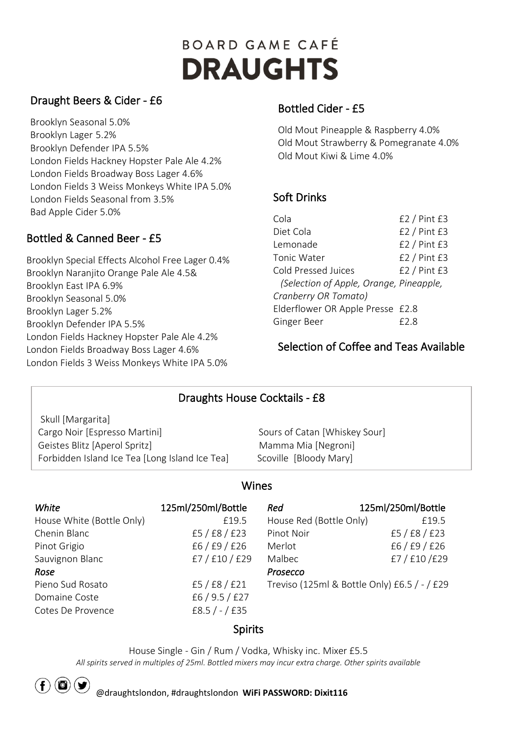# BOARD GAME CAFÉ
# DRAUGHTS

## Draught Beers & Cider - £6

Brooklyn Seasonal 5.0%
Brooklyn Lager 5.2%
Brooklyn Defender IPA 5.5%
London Fields Hackney Hopster Pale Ale 4.2%
London Fields Broadway Boss Lager 4.6%
London Fields 3 Weiss Monkeys White IPA 5.0%
London Fields Seasonal from 3.5%
Bad Apple Cider 5.0%

## Bottled & Canned Beer - £5

Brooklyn Special Effects Alcohol Free Lager 0.4%
Brooklyn Naranjito Orange Pale Ale 4.5&
Brooklyn East IPA 6.9%
Brooklyn Seasonal 5.0%
Brooklyn Lager 5.2%
Brooklyn Defender IPA 5.5%
London Fields Hackney Hopster Pale Ale 4.2%
London Fields Broadway Boss Lager 4.6%
London Fields 3 Weiss Monkeys White IPA 5.0%

## Bottled Cider - £5

Old Mout Pineapple & Raspberry 4.0%
Old Mout Strawberry & Pomegranate 4.0%
Old Mout Kiwi & Lime 4.0%

## Soft Drinks

| | |
|---|---|
| Cola | £2 / Pint £3 |
| Diet Cola | £2 / Pint £3 |
| Lemonade | £2 / Pint £3 |
| Tonic Water | £2 / Pint £3 |
| Cold Pressed Juices | £2 / Pint £3 |
| *(Selection of Apple, Orange, Pineapple, Cranberry OR Tomato)* | |
| Elderflower OR Apple Presse | £2.8 |
| Ginger Beer | £2.8 |

## Selection of Coffee and Teas Available

## Draughts House Cocktails - £8

Skull [Margarita]
Cargo Noir [Espresso Martini]
Geistes Blitz [Aperol Spritz]
Forbidden Island Ice Tea [Long Island Ice Tea]
Sours of Catan [Whiskey Sour]
Mamma Mia [Negroni]
Scoville [Bloody Mary]

## Wines

| *White* | 125ml/250ml/Bottle |
|---|---|
| House White (Bottle Only) | £19.5 |
| Chenin Blanc | £5 / £8 / £23 |
| Pinot Grigio | £6 / £9 / £26 |
| Sauvignon Blanc | £7 / £10 / £29 |
| ***Rose*** | |
| Pieno Sud Rosato | £5 / £8 / £21 |
| Domaine Coste | £6 / 9.5 / £27 |
| Cotes De Provence | £8.5 / - / £35 |

| *Red* | 125ml/250ml/Bottle |
|---|---|
| House Red (Bottle Only) | £19.5 |
| Pinot Noir | £5 / £8 / £23 |
| Merlot | £6 / £9 / £26 |
| Malbec | £7 / £10 /£29 |
| ***Prosecco*** | |
| Treviso (125ml & Bottle Only) | £6.5 / - / £29 |

## Spirits

House Single - Gin / Rum / Vodka, Whisky inc. Mixer £5.5

*All spirits served in multiples of 25ml. Bottled mixers may incur extra charge. Other spirits available*

@draughtslondon, #draughtslondon **WiFi PASSWORD: Dixit116**